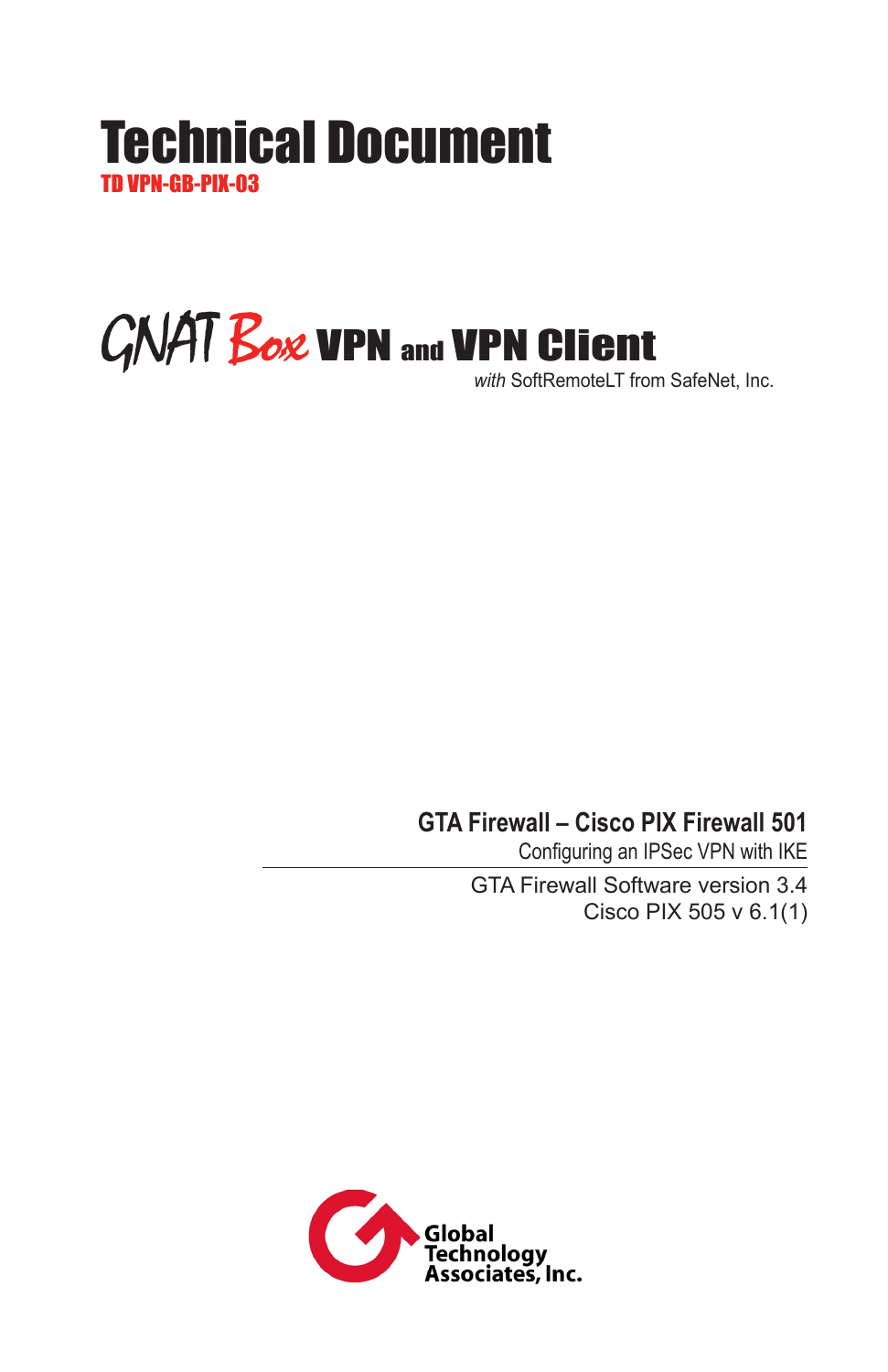# Technical Document

**TD VPN-GB-PIX-03**

## GNAT Box VPN and VPN Client

*with* SoftRemoteLT from SafeNet, Inc.

**GTA Firewall – Cisco PIX Firewall 501**

Configuring an IPSec VPN with IKE

GTA Firewall Software version 3.4

Cisco PIX 505 v 6.1(1)

Global Technology Associates, Inc.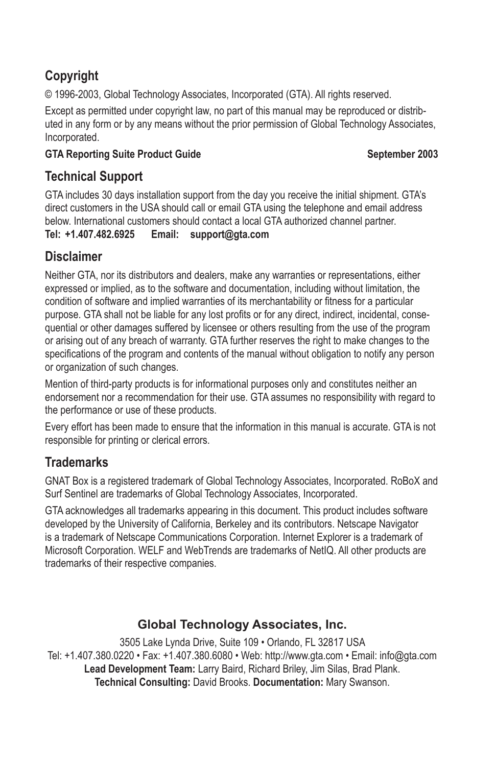## Copyright

© 1996-2003, Global Technology Associates, Incorporated (GTA). All rights reserved.

Except as permitted under copyright law, no part of this manual may be reproduced or distributed in any form or by any means without the prior permission of Global Technology Associates, Incorporated.

**GTA Reporting Suite Product Guide** **September 2003**

## Technical Support

GTA includes 30 days installation support from the day you receive the initial shipment. GTA's direct customers in the USA should call or email GTA using the telephone and email address below. International customers should contact a local GTA authorized channel partner.

**Tel: +1.407.482.6925 Email: support@gta.com**

## Disclaimer

Neither GTA, nor its distributors and dealers, make any warranties or representations, either expressed or implied, as to the software and documentation, including without limitation, the condition of software and implied warranties of its merchantability or fitness for a particular purpose. GTA shall not be liable for any lost profits or for any direct, indirect, incidental, consequential or other damages suffered by licensee or others resulting from the use of the program or arising out of any breach of warranty. GTA further reserves the right to make changes to the specifications of the program and contents of the manual without obligation to notify any person or organization of such changes.

Mention of third-party products is for informational purposes only and constitutes neither an endorsement nor a recommendation for their use. GTA assumes no responsibility with regard to the performance or use of these products.

Every effort has been made to ensure that the information in this manual is accurate. GTA is not responsible for printing or clerical errors.

## Trademarks

GNAT Box is a registered trademark of Global Technology Associates, Incorporated. RoBoX and Surf Sentinel are trademarks of Global Technology Associates, Incorporated.

GTA acknowledges all trademarks appearing in this document. This product includes software developed by the University of California, Berkeley and its contributors. Netscape Navigator is a trademark of Netscape Communications Corporation. Internet Explorer is a trademark of Microsoft Corporation. WELF and WebTrends are trademarks of NetIQ. All other products are trademarks of their respective companies.

**Global Technology Associates, Inc.**

3505 Lake Lynda Drive, Suite 109 • Orlando, FL 32817 USA

Tel: +1.407.380.0220 • Fax: +1.407.380.6080 • Web: http://www.gta.com • Email: info@gta.com

**Lead Development Team:** Larry Baird, Richard Briley, Jim Silas, Brad Plank.

**Technical Consulting:** David Brooks. **Documentation:** Mary Swanson.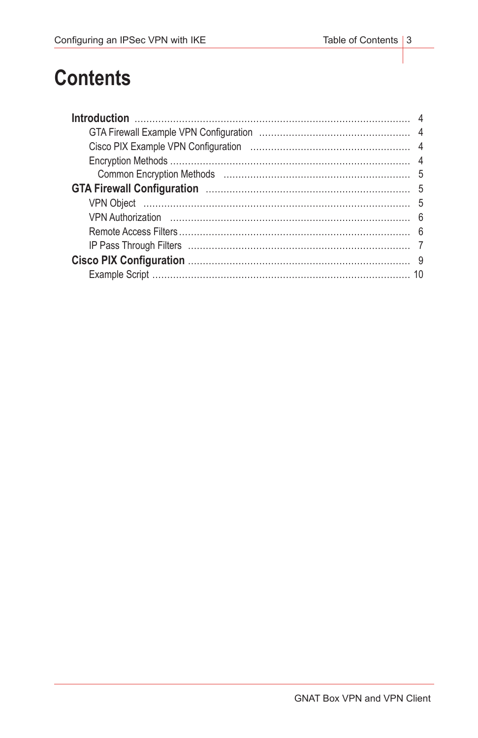# Contents

**Introduction** ........................................................................................ 4
- GTA Firewall Example VPN Configuration .................................................. 4
- Cisco PIX Example VPN Configuration ..................................................... 4
- Encryption Methods ................................................................................ 4
  - Common Encryption Methods .............................................................. 5

**GTA Firewall Configuration** .................................................................... 5
- VPN Object ........................................................................................... 5
- VPN Authorization ................................................................................ 6
- Remote Access Filters ............................................................................ 6
- IP Pass Through Filters .......................................................................... 7

**Cisco PIX Configuration** .......................................................................... 9
- Example Script ...................................................................................... 10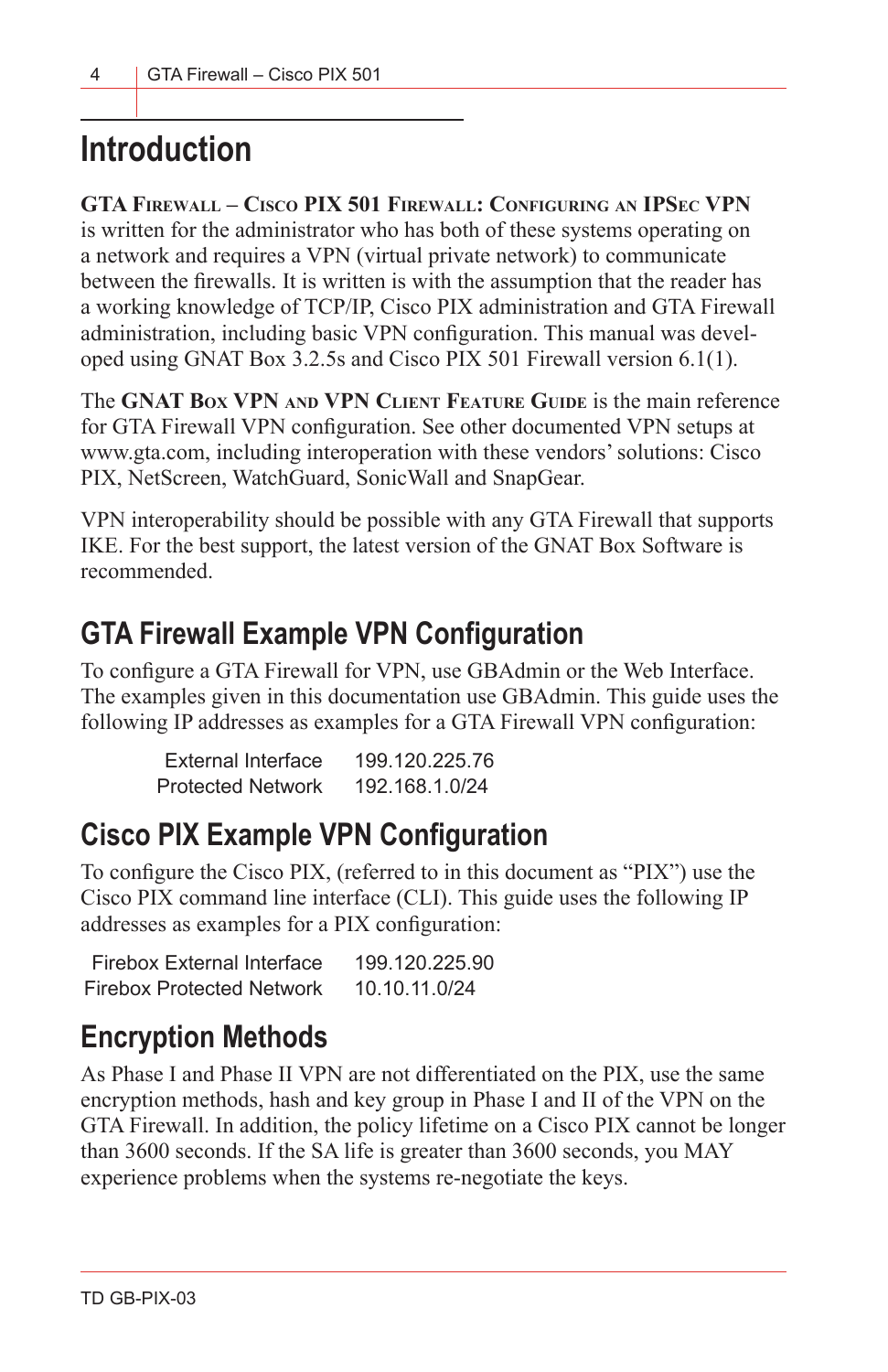# Introduction

**GTA Firewall – Cisco PIX 501 Firewall: Configuring an IPSec VPN** is written for the administrator who has both of these systems operating on a network and requires a VPN (virtual private network) to communicate between the firewalls. It is written is with the assumption that the reader has a working knowledge of TCP/IP, Cisco PIX administration and GTA Firewall administration, including basic VPN configuration. This manual was developed using GNAT Box 3.2.5s and Cisco PIX 501 Firewall version 6.1(1).

The **GNAT Box VPN and VPN Client Feature Guide** is the main reference for GTA Firewall VPN configuration. See other documented VPN setups at www.gta.com, including interoperation with these vendors' solutions: Cisco PIX, NetScreen, WatchGuard, SonicWall and SnapGear.

VPN interoperability should be possible with any GTA Firewall that supports IKE. For the best support, the latest version of the GNAT Box Software is recommended.

## GTA Firewall Example VPN Configuration

To configure a GTA Firewall for VPN, use GBAdmin or the Web Interface. The examples given in this documentation use GBAdmin. This guide uses the following IP addresses as examples for a GTA Firewall VPN configuration:

| | |
|---|---|
| External Interface | 199.120.225.76 |
| Protected Network | 192.168.1.0/24 |

## Cisco PIX Example VPN Configuration

To configure the Cisco PIX, (referred to in this document as "PIX") use the Cisco PIX command line interface (CLI). This guide uses the following IP addresses as examples for a PIX configuration:

| | |
|---|---|
| Firebox External Interface | 199.120.225.90 |
| Firebox Protected Network | 10.10.11.0/24 |

## Encryption Methods

As Phase I and Phase II VPN are not differentiated on the PIX, use the same encryption methods, hash and key group in Phase I and II of the VPN on the GTA Firewall. In addition, the policy lifetime on a Cisco PIX cannot be longer than 3600 seconds. If the SA life is greater than 3600 seconds, you MAY experience problems when the systems re-negotiate the keys.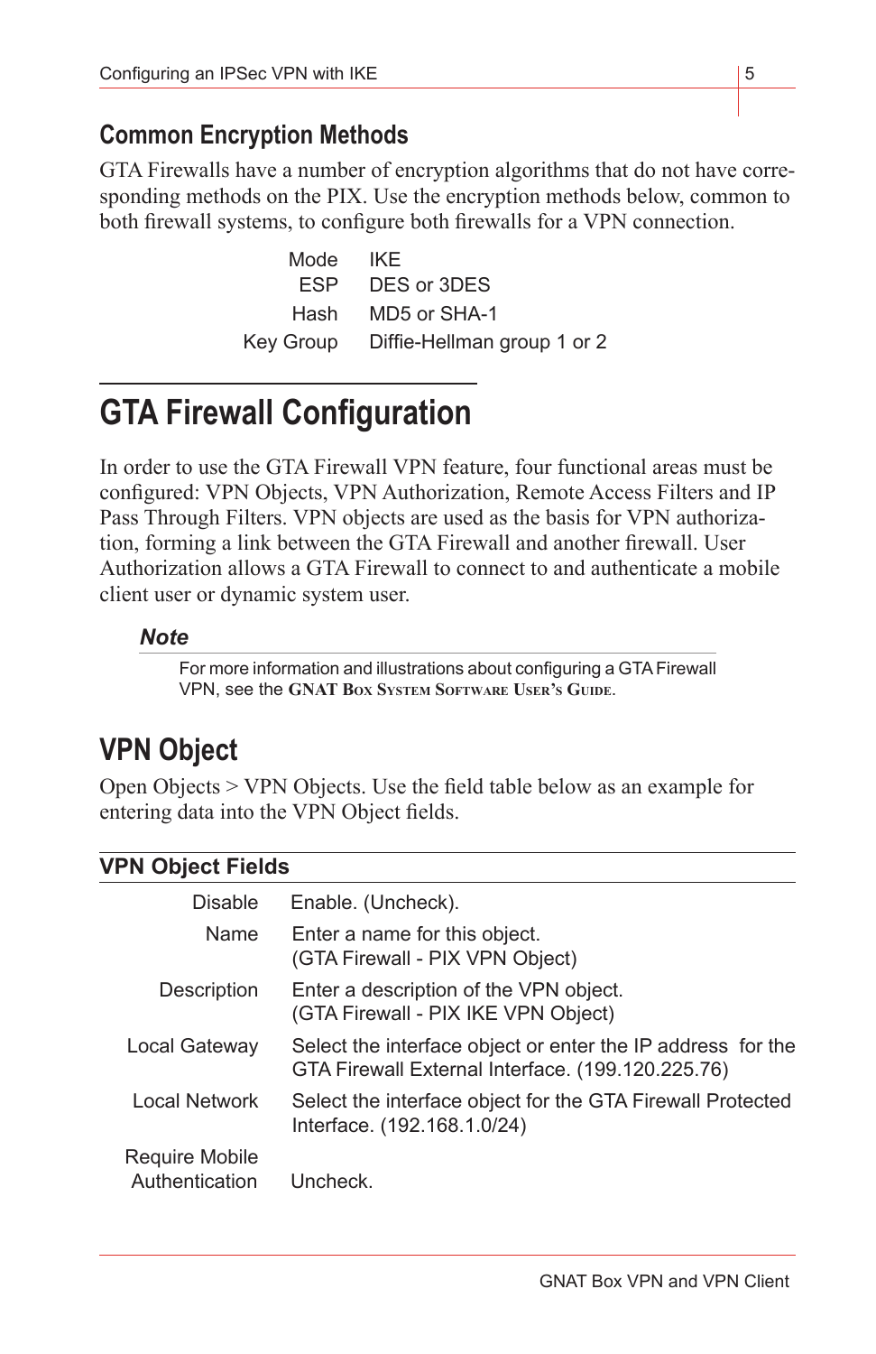## Common Encryption Methods

GTA Firewalls have a number of encryption algorithms that do not have corresponding methods on the PIX. Use the encryption methods below, common to both firewall systems, to configure both firewalls for a VPN connection.

| | |
|---|---|
| Mode | IKE |
| ESP | DES or 3DES |
| Hash | MD5 or SHA-1 |
| Key Group | Diffie-Hellman group 1 or 2 |

# GTA Firewall Configuration

In order to use the GTA Firewall VPN feature, four functional areas must be configured: VPN Objects, VPN Authorization, Remote Access Filters and IP Pass Through Filters. VPN objects are used as the basis for VPN authorization, forming a link between the GTA Firewall and another firewall. User Authorization allows a GTA Firewall to connect to and authenticate a mobile client user or dynamic system user.

***Note***

For more information and illustrations about configuring a GTA Firewall VPN, see the GNAT Box System Software User's Guide.

## VPN Object

Open Objects > VPN Objects. Use the field table below as an example for entering data into the VPN Object fields.

**VPN Object Fields**

| | |
|---|---|
| Disable | Enable. (Uncheck). |
| Name | Enter a name for this object. (GTA Firewall - PIX VPN Object) |
| Description | Enter a description of the VPN object. (GTA Firewall - PIX IKE VPN Object) |
| Local Gateway | Select the interface object or enter the IP address for the GTA Firewall External Interface. (199.120.225.76) |
| Local Network | Select the interface object for the GTA Firewall Protected Interface. (192.168.1.0/24) |
| Require Mobile Authentication | Uncheck. |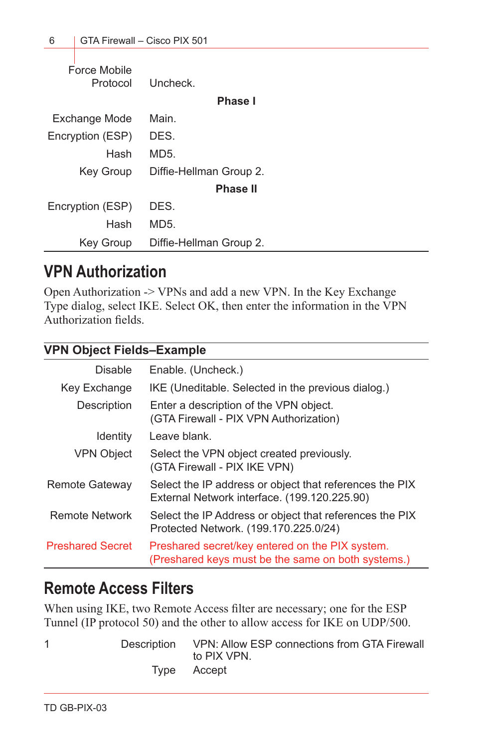| | |
|---|---|
| Force Mobile Protocol | Uncheck. |
| | **Phase I** |
| Exchange Mode | Main. |
| Encryption (ESP) | DES. |
| Hash | MD5. |
| Key Group | Diffie-Hellman Group 2. |
| | **Phase II** |
| Encryption (ESP) | DES. |
| Hash | MD5. |
| Key Group | Diffie-Hellman Group 2. |

## VPN Authorization

Open Authorization -> VPNs and add a new VPN. In the Key Exchange Type dialog, select IKE. Select OK, then enter the information in the VPN Authorization fields.

**VPN Object Fields–Example**

| | |
|---|---|
| Disable | Enable. (Uncheck.) |
| Key Exchange | IKE (Uneditable. Selected in the previous dialog.) |
| Description | Enter a description of the VPN object. (GTA Firewall - PIX VPN Authorization) |
| Identity | Leave blank. |
| VPN Object | Select the VPN object created previously. (GTA Firewall - PIX IKE VPN) |
| Remote Gateway | Select the IP address or object that references the PIX External Network interface. (199.120.225.90) |
| Remote Network | Select the IP Address or object that references the PIX Protected Network. (199.170.225.0/24) |
| Preshared Secret | Preshared secret/key entered on the PIX system. (Preshared keys must be the same on both systems.) |

## Remote Access Filters

When using IKE, two Remote Access filter are necessary; one for the ESP Tunnel (IP protocol 50) and the other to allow access for IKE on UDP/500.

| | | |
|---|---|---|
| 1 | Description | VPN: Allow ESP connections from GTA Firewall to PIX VPN. |
| | Type | Accept |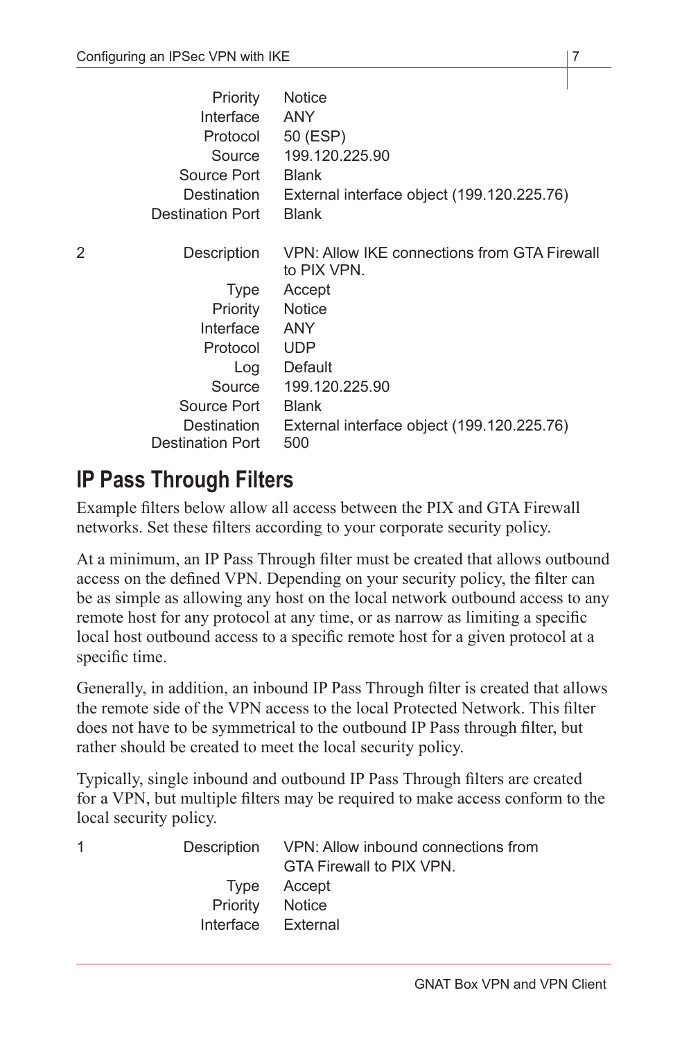| | | |
|---|---|---|
| | Priority | Notice |
| | Interface | ANY |
| | Protocol | 50 (ESP) |
| | Source | 199.120.225.90 |
| | Source Port | Blank |
| | Destination | External interface object (199.120.225.76) |
| | Destination Port | Blank |
| 2 | Description | VPN: Allow IKE connections from GTA Firewall to PIX VPN. |
| | Type | Accept |
| | Priority | Notice |
| | Interface | ANY |
| | Protocol | UDP |
| | Log | Default |
| | Source | 199.120.225.90 |
| | Source Port | Blank |
| | Destination | External interface object (199.120.225.76) |
| | Destination Port | 500 |

## IP Pass Through Filters

Example filters below allow all access between the PIX and GTA Firewall networks. Set these filters according to your corporate security policy.

At a minimum, an IP Pass Through filter must be created that allows outbound access on the defined VPN. Depending on your security policy, the filter can be as simple as allowing any host on the local network outbound access to any remote host for any protocol at any time, or as narrow as limiting a specific local host outbound access to a specific remote host for a given protocol at a specific time.

Generally, in addition, an inbound IP Pass Through filter is created that allows the remote side of the VPN access to the local Protected Network. This filter does not have to be symmetrical to the outbound IP Pass through filter, but rather should be created to meet the local security policy.

Typically, single inbound and outbound IP Pass Through filters are created for a VPN, but multiple filters may be required to make access conform to the local security policy.

| | | |
|---|---|---|
| 1 | Description | VPN: Allow inbound connections from GTA Firewall to PIX VPN. |
| | Type | Accept |
| | Priority | Notice |
| | Interface | External |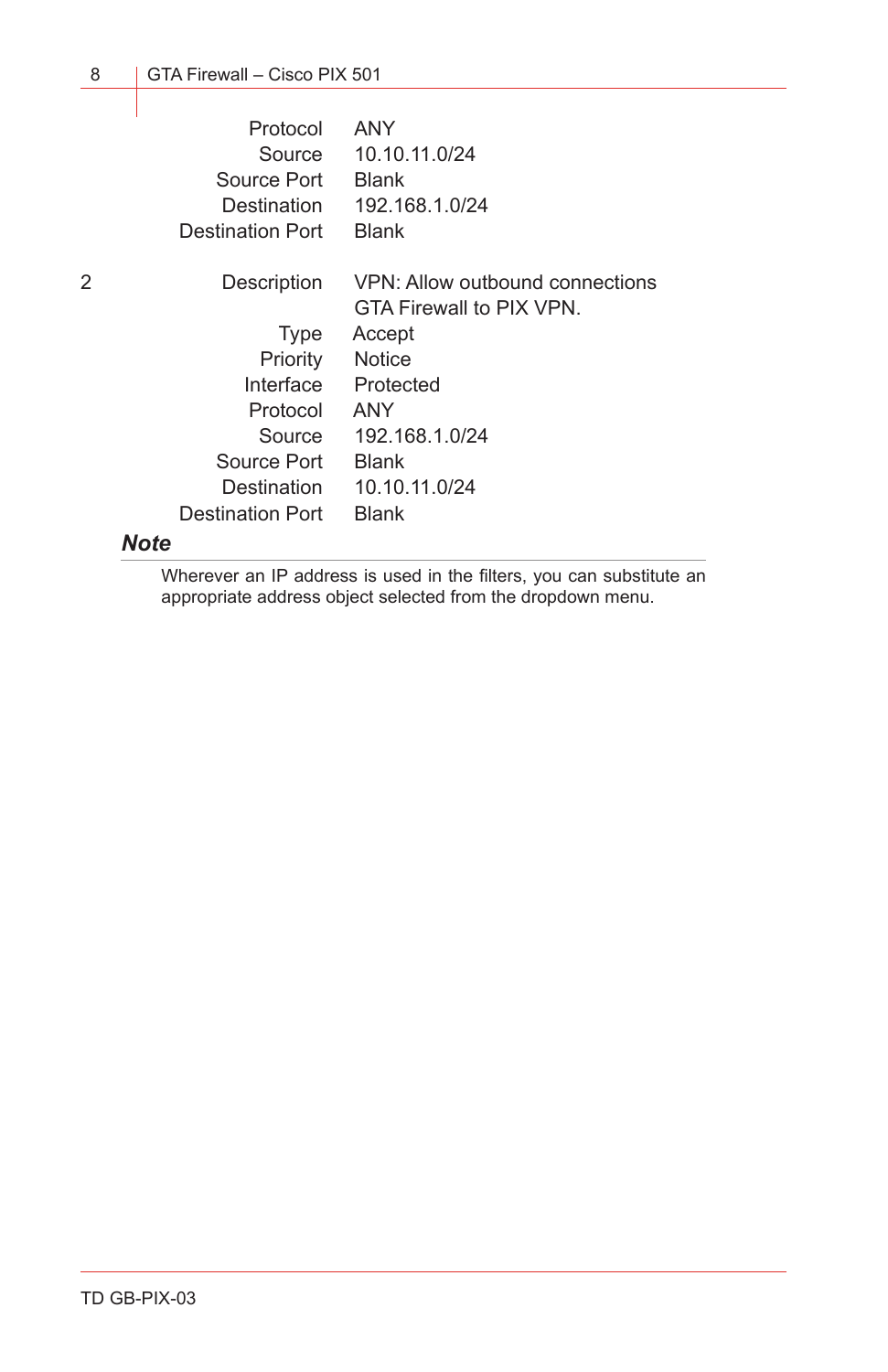| | | |
|---|---|---|
| | Protocol | ANY |
| | Source | 10.10.11.0/24 |
| | Source Port | Blank |
| | Destination | 192.168.1.0/24 |
| | Destination Port | Blank |
| 2 | Description | VPN: Allow outbound connections GTA Firewall to PIX VPN. |
| | Type | Accept |
| | Priority | Notice |
| | Interface | Protected |
| | Protocol | ANY |
| | Source | 192.168.1.0/24 |
| | Source Port | Blank |
| | Destination | 10.10.11.0/24 |
| | Destination Port | Blank |

***Note***

Wherever an IP address is used in the filters, you can substitute an appropriate address object selected from the dropdown menu.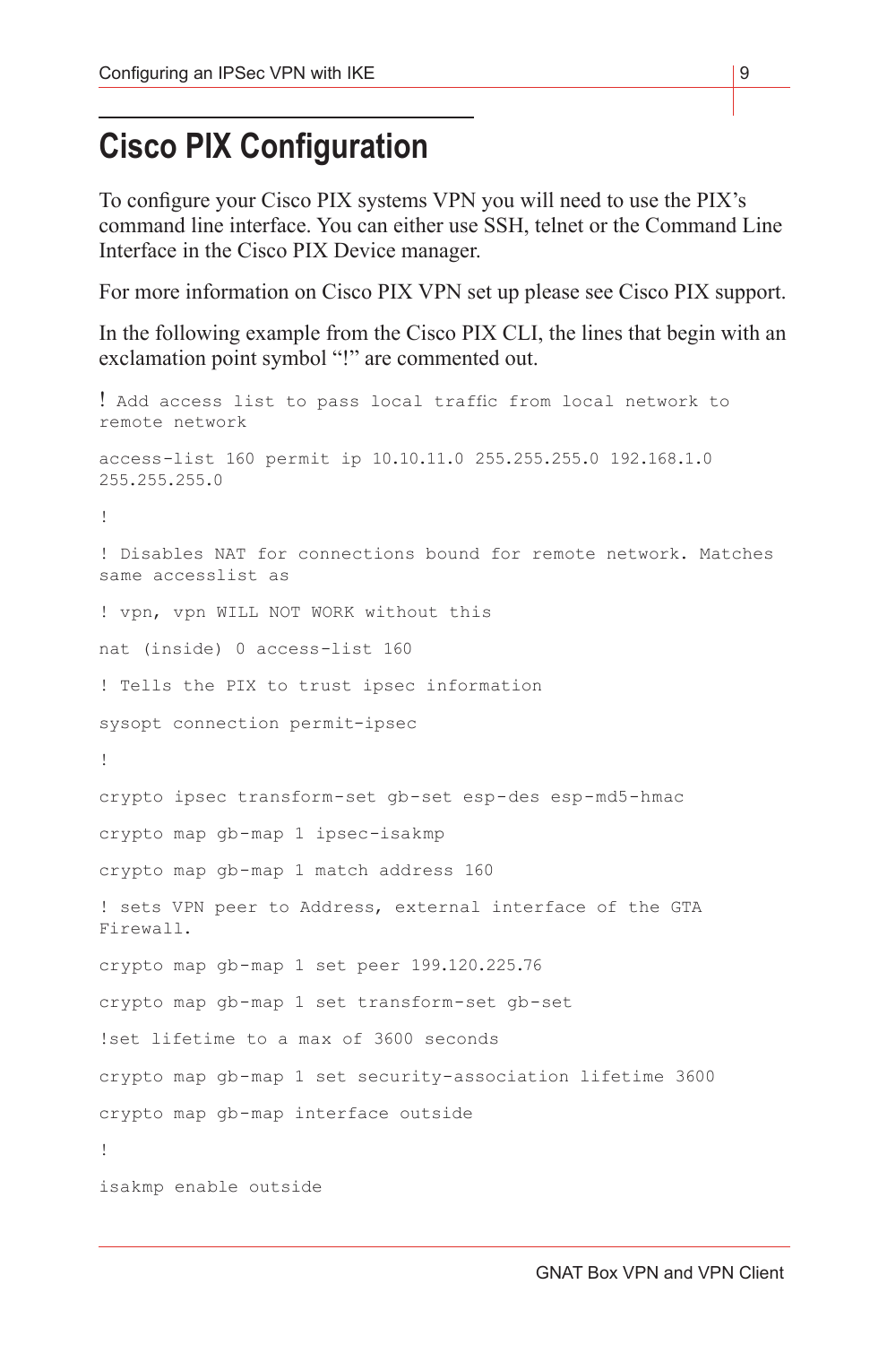# Cisco PIX Configuration

To configure your Cisco PIX systems VPN you will need to use the PIX's command line interface. You can either use SSH, telnet or the Command Line Interface in the Cisco PIX Device manager.

For more information on Cisco PIX VPN set up please see Cisco PIX support.

In the following example from the Cisco PIX CLI, the lines that begin with an exclamation point symbol "!" are commented out.

```
! Add access list to pass local traffic from local network to
remote network

access-list 160 permit ip 10.10.11.0 255.255.255.0 192.168.1.0
255.255.255.0

!

! Disables NAT for connections bound for remote network. Matches
same accesslist as

! vpn, vpn WILL NOT WORK without this

nat (inside) 0 access-list 160

! Tells the PIX to trust ipsec information

sysopt connection permit-ipsec

!

crypto ipsec transform-set gb-set esp-des esp-md5-hmac

crypto map gb-map 1 ipsec-isakmp

crypto map gb-map 1 match address 160

! sets VPN peer to Address, external interface of the GTA
Firewall.

crypto map gb-map 1 set peer 199.120.225.76

crypto map gb-map 1 set transform-set gb-set

!set lifetime to a max of 3600 seconds

crypto map gb-map 1 set security-association lifetime 3600

crypto map gb-map interface outside

!

isakmp enable outside
```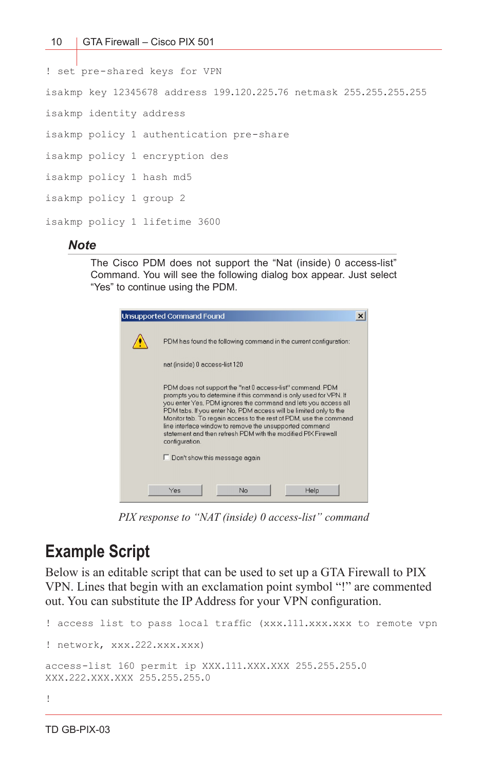```
! set pre-shared keys for VPN

isakmp key 12345678 address 199.120.225.76 netmask 255.255.255.255

isakmp identity address

isakmp policy 1 authentication pre-share

isakmp policy 1 encryption des

isakmp policy 1 hash md5

isakmp policy 1 group 2

isakmp policy 1 lifetime 3600
```

### *Note*

The Cisco PDM does not support the “Nat (inside) 0 access-list” Command. You will see the following dialog box appear. Just select “Yes” to continue using the PDM.

Unsupported Command Found

PDM has found the following command in the current configuration:

nat (inside) 0 access-list 120

PDM does not support the "nat 0 access-list" command. PDM prompts you to determine if this command is only used for VPN. If you enter Yes, PDM ignores the command and lets you access all PDM tabs. If you enter No, PDM access will be limited only to the Monitor tab. To regain access to the rest of PDM, use the command line interface window to remove the unsupported command statement and then refresh PDM with the modified PIX Firewall configuration.

Don't show this message again

Yes No Help

*PIX response to “NAT (inside) 0 access-list” command*

## Example Script

Below is an editable script that can be used to set up a GTA Firewall to PIX VPN. Lines that begin with an exclamation point symbol “!” are commented out. You can substitute the IP Address for your VPN configuration.

```
! access list to pass local traffic (xxx.111.xxx.xxx to remote vpn

! network, xxx.222.xxx.xxx)

access-list 160 permit ip XXX.111.XXX.XXX 255.255.255.0
XXX.222.XXX.XXX 255.255.255.0

!
```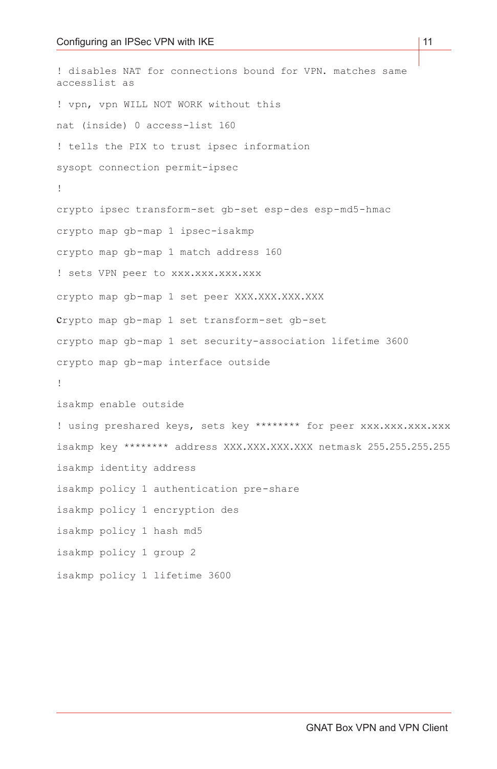```
! disables NAT for connections bound for VPN. matches same
accesslist as

! vpn, vpn WILL NOT WORK without this

nat (inside) 0 access-list 160

! tells the PIX to trust ipsec information

sysopt connection permit-ipsec

!

crypto ipsec transform-set gb-set esp-des esp-md5-hmac

crypto map gb-map 1 ipsec-isakmp

crypto map gb-map 1 match address 160

! sets VPN peer to xxx.xxx.xxx.xxx

crypto map gb-map 1 set peer XXX.XXX.XXX.XXX

Crypto map gb-map 1 set transform-set gb-set

crypto map gb-map 1 set security-association lifetime 3600

crypto map gb-map interface outside

!

isakmp enable outside

! using preshared keys, sets key ******** for peer xxx.xxx.xxx.xxx

isakmp key ******** address XXX.XXX.XXX.XXX netmask 255.255.255.255

isakmp identity address

isakmp policy 1 authentication pre-share

isakmp policy 1 encryption des

isakmp policy 1 hash md5

isakmp policy 1 group 2

isakmp policy 1 lifetime 3600
```